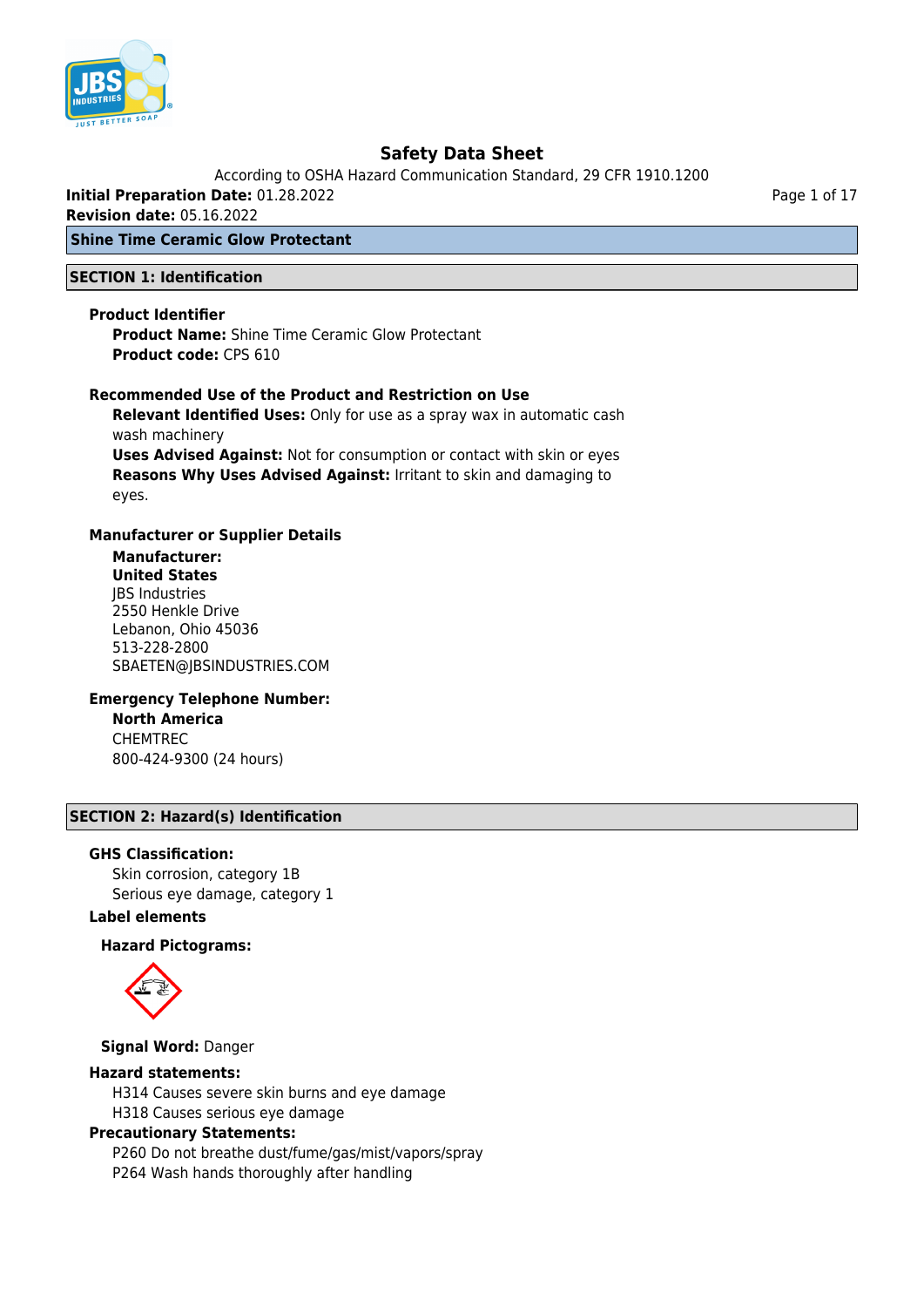# Safety Data Sheet

According to OSHA Hazard Communication Standard, 29 CFR 1910.1200

**Initial Preparation Date:** 01.28.2022

**Revision date:** 05.16.2022

## Shine Time Ceramic Glow Protectant

## SECTION 1: Identification

### Product Identifier

**Product Name:** Shine Time Ceramic Glow Protectant
**Product code:** CPS 610

### Recommended Use of the Product and Restriction on Use

**Relevant Identified Uses:** Only for use as a spray wax in automatic cash wash machinery
**Uses Advised Against:** Not for consumption or contact with skin or eyes
**Reasons Why Uses Advised Against:** Irritant to skin and damaging to eyes.

### Manufacturer or Supplier Details

**Manufacturer:**
**United States**
JBS Industries
2550 Henkle Drive
Lebanon, Ohio 45036
513-228-2800
SBAETEN@JBSINDUSTRIES.COM

### Emergency Telephone Number:

**North America**
CHEMTREC
800-424-9300 (24 hours)

## SECTION 2: Hazard(s) Identification

### GHS Classification:

Skin corrosion, category 1B
Serious eye damage, category 1

### Label elements

**Hazard Pictograms:**

**Signal Word:** Danger

### Hazard statements:

H314 Causes severe skin burns and eye damage
H318 Causes serious eye damage

### Precautionary Statements:

P260 Do not breathe dust/fume/gas/mist/vapors/spray
P264 Wash hands thoroughly after handling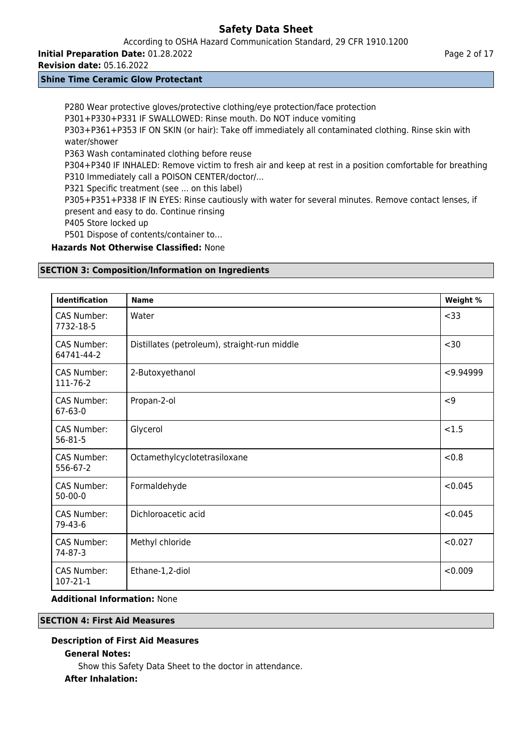P280 Wear protective gloves/protective clothing/eye protection/face protection
P301+P330+P331 IF SWALLOWED: Rinse mouth. Do NOT induce vomiting
P303+P361+P353 IF ON SKIN (or hair): Take off immediately all contaminated clothing. Rinse skin with water/shower
P363 Wash contaminated clothing before reuse
P304+P340 IF INHALED: Remove victim to fresh air and keep at rest in a position comfortable for breathing
P310 Immediately call a POISON CENTER/doctor/...
P321 Specific treatment (see ... on this label)
P305+P351+P338 IF IN EYES: Rinse cautiously with water for several minutes. Remove contact lenses, if present and easy to do. Continue rinsing
P405 Store locked up
P501 Dispose of contents/container to...

**Hazards Not Otherwise Classified:** None

## SECTION 3: Composition/Information on Ingredients

| Identification | Name | Weight % |
|---|---|---|
| CAS Number: 7732-18-5 | Water | <33 |
| CAS Number: 64741-44-2 | Distillates (petroleum), straight-run middle | <30 |
| CAS Number: 111-76-2 | 2-Butoxyethanol | <9.94999 |
| CAS Number: 67-63-0 | Propan-2-ol | <9 |
| CAS Number: 56-81-5 | Glycerol | <1.5 |
| CAS Number: 556-67-2 | Octamethylcyclotetrasiloxane | <0.8 |
| CAS Number: 50-00-0 | Formaldehyde | <0.045 |
| CAS Number: 79-43-6 | Dichloroacetic acid | <0.045 |
| CAS Number: 74-87-3 | Methyl chloride | <0.027 |
| CAS Number: 107-21-1 | Ethane-1,2-diol | <0.009 |

**Additional Information:** None

## SECTION 4: First Aid Measures

### Description of First Aid Measures

**General Notes:**

Show this Safety Data Sheet to the doctor in attendance.

**After Inhalation:**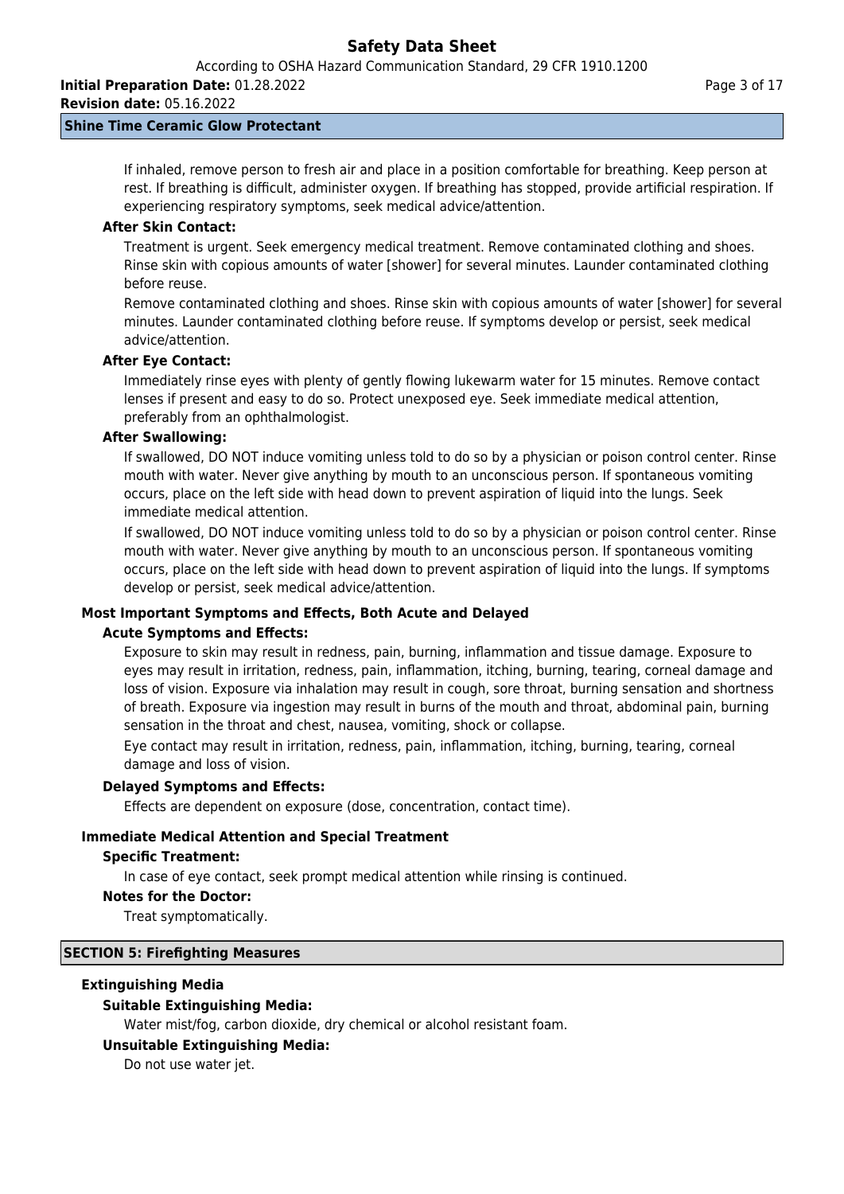If inhaled, remove person to fresh air and place in a position comfortable for breathing. Keep person at rest. If breathing is difficult, administer oxygen. If breathing has stopped, provide artificial respiration. If experiencing respiratory symptoms, seek medical advice/attention.

**After Skin Contact:**

Treatment is urgent. Seek emergency medical treatment. Remove contaminated clothing and shoes. Rinse skin with copious amounts of water [shower] for several minutes. Launder contaminated clothing before reuse.

Remove contaminated clothing and shoes. Rinse skin with copious amounts of water [shower] for several minutes. Launder contaminated clothing before reuse. If symptoms develop or persist, seek medical advice/attention.

**After Eye Contact:**

Immediately rinse eyes with plenty of gently flowing lukewarm water for 15 minutes. Remove contact lenses if present and easy to do so. Protect unexposed eye. Seek immediate medical attention, preferably from an ophthalmologist.

**After Swallowing:**

If swallowed, DO NOT induce vomiting unless told to do so by a physician or poison control center. Rinse mouth with water. Never give anything by mouth to an unconscious person. If spontaneous vomiting occurs, place on the left side with head down to prevent aspiration of liquid into the lungs. Seek immediate medical attention.

If swallowed, DO NOT induce vomiting unless told to do so by a physician or poison control center. Rinse mouth with water. Never give anything by mouth to an unconscious person. If spontaneous vomiting occurs, place on the left side with head down to prevent aspiration of liquid into the lungs. If symptoms develop or persist, seek medical advice/attention.

### Most Important Symptoms and Effects, Both Acute and Delayed

**Acute Symptoms and Effects:**

Exposure to skin may result in redness, pain, burning, inflammation and tissue damage. Exposure to eyes may result in irritation, redness, pain, inflammation, itching, burning, tearing, corneal damage and loss of vision. Exposure via inhalation may result in cough, sore throat, burning sensation and shortness of breath. Exposure via ingestion may result in burns of the mouth and throat, abdominal pain, burning sensation in the throat and chest, nausea, vomiting, shock or collapse.

Eye contact may result in irritation, redness, pain, inflammation, itching, burning, tearing, corneal damage and loss of vision.

**Delayed Symptoms and Effects:**

Effects are dependent on exposure (dose, concentration, contact time).

### Immediate Medical Attention and Special Treatment

**Specific Treatment:**

In case of eye contact, seek prompt medical attention while rinsing is continued.

**Notes for the Doctor:**

Treat symptomatically.

## SECTION 5: Firefighting Measures

### Extinguishing Media

**Suitable Extinguishing Media:**

Water mist/fog, carbon dioxide, dry chemical or alcohol resistant foam.

**Unsuitable Extinguishing Media:**

Do not use water jet.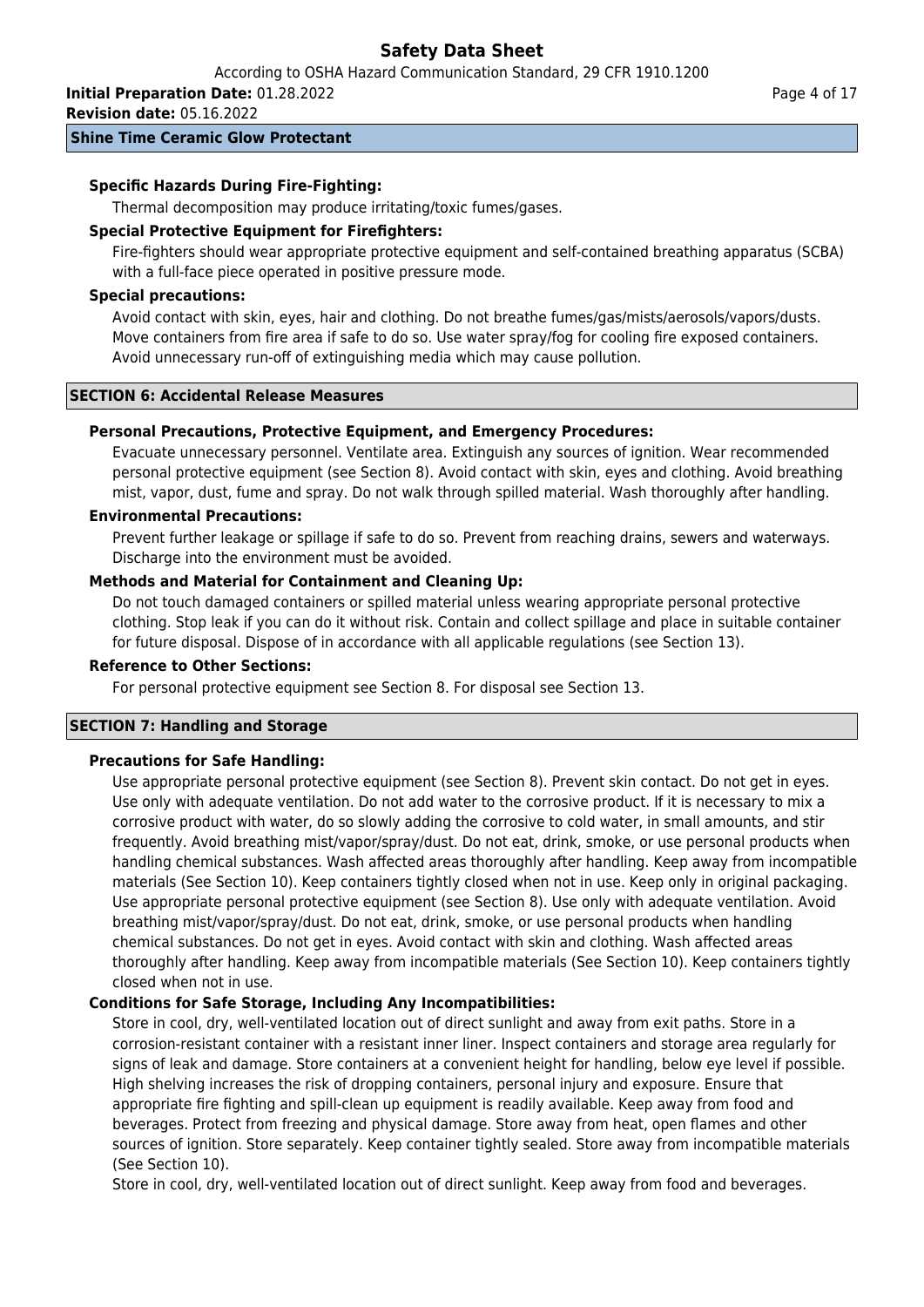**Specific Hazards During Fire-Fighting:**

Thermal decomposition may produce irritating/toxic fumes/gases.

**Special Protective Equipment for Firefighters:**

Fire-fighters should wear appropriate protective equipment and self-contained breathing apparatus (SCBA) with a full-face piece operated in positive pressure mode.

**Special precautions:**

Avoid contact with skin, eyes, hair and clothing. Do not breathe fumes/gas/mists/aerosols/vapors/dusts. Move containers from fire area if safe to do so. Use water spray/fog for cooling fire exposed containers. Avoid unnecessary run-off of extinguishing media which may cause pollution.

## SECTION 6: Accidental Release Measures

**Personal Precautions, Protective Equipment, and Emergency Procedures:**

Evacuate unnecessary personnel. Ventilate area. Extinguish any sources of ignition. Wear recommended personal protective equipment (see Section 8). Avoid contact with skin, eyes and clothing. Avoid breathing mist, vapor, dust, fume and spray. Do not walk through spilled material. Wash thoroughly after handling.

**Environmental Precautions:**

Prevent further leakage or spillage if safe to do so. Prevent from reaching drains, sewers and waterways. Discharge into the environment must be avoided.

**Methods and Material for Containment and Cleaning Up:**

Do not touch damaged containers or spilled material unless wearing appropriate personal protective clothing. Stop leak if you can do it without risk. Contain and collect spillage and place in suitable container for future disposal. Dispose of in accordance with all applicable regulations (see Section 13).

**Reference to Other Sections:**

For personal protective equipment see Section 8. For disposal see Section 13.

## SECTION 7: Handling and Storage

**Precautions for Safe Handling:**

Use appropriate personal protective equipment (see Section 8). Prevent skin contact. Do not get in eyes. Use only with adequate ventilation. Do not add water to the corrosive product. If it is necessary to mix a corrosive product with water, do so slowly adding the corrosive to cold water, in small amounts, and stir frequently. Avoid breathing mist/vapor/spray/dust. Do not eat, drink, smoke, or use personal products when handling chemical substances. Wash affected areas thoroughly after handling. Keep away from incompatible materials (See Section 10). Keep containers tightly closed when not in use. Keep only in original packaging. Use appropriate personal protective equipment (see Section 8). Use only with adequate ventilation. Avoid breathing mist/vapor/spray/dust. Do not eat, drink, smoke, or use personal products when handling chemical substances. Do not get in eyes. Avoid contact with skin and clothing. Wash affected areas thoroughly after handling. Keep away from incompatible materials (See Section 10). Keep containers tightly closed when not in use.

**Conditions for Safe Storage, Including Any Incompatibilities:**

Store in cool, dry, well-ventilated location out of direct sunlight and away from exit paths. Store in a corrosion-resistant container with a resistant inner liner. Inspect containers and storage area regularly for signs of leak and damage. Store containers at a convenient height for handling, below eye level if possible. High shelving increases the risk of dropping containers, personal injury and exposure. Ensure that appropriate fire fighting and spill-clean up equipment is readily available. Keep away from food and beverages. Protect from freezing and physical damage. Store away from heat, open flames and other sources of ignition. Store separately. Keep container tightly sealed. Store away from incompatible materials (See Section 10).

Store in cool, dry, well-ventilated location out of direct sunlight. Keep away from food and beverages.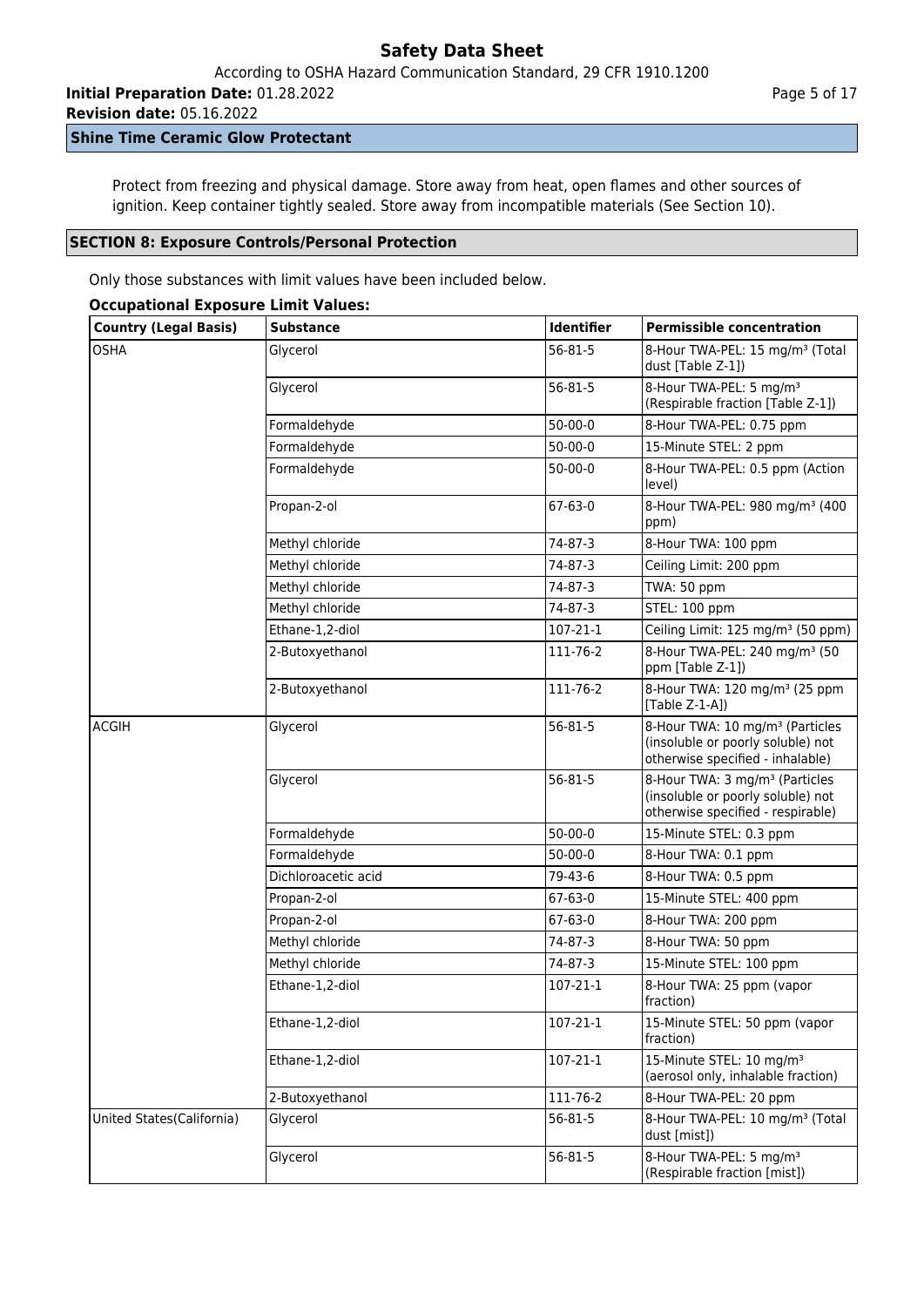Protect from freezing and physical damage. Store away from heat, open flames and other sources of ignition. Keep container tightly sealed. Store away from incompatible materials (See Section 10).

## SECTION 8: Exposure Controls/Personal Protection

Only those substances with limit values have been included below.

**Occupational Exposure Limit Values:**

| Country (Legal Basis) | Substance | Identifier | Permissible concentration |
|---|---|---|---|
| OSHA | Glycerol | 56-81-5 | 8-Hour TWA-PEL: 15 mg/m³ (Total dust [Table Z-1]) |
| | Glycerol | 56-81-5 | 8-Hour TWA-PEL: 5 mg/m³ (Respirable fraction [Table Z-1]) |
| | Formaldehyde | 50-00-0 | 8-Hour TWA-PEL: 0.75 ppm |
| | Formaldehyde | 50-00-0 | 15-Minute STEL: 2 ppm |
| | Formaldehyde | 50-00-0 | 8-Hour TWA-PEL: 0.5 ppm (Action level) |
| | Propan-2-ol | 67-63-0 | 8-Hour TWA-PEL: 980 mg/m³ (400 ppm) |
| | Methyl chloride | 74-87-3 | 8-Hour TWA: 100 ppm |
| | Methyl chloride | 74-87-3 | Ceiling Limit: 200 ppm |
| | Methyl chloride | 74-87-3 | TWA: 50 ppm |
| | Methyl chloride | 74-87-3 | STEL: 100 ppm |
| | Ethane-1,2-diol | 107-21-1 | Ceiling Limit: 125 mg/m³ (50 ppm) |
| | 2-Butoxyethanol | 111-76-2 | 8-Hour TWA-PEL: 240 mg/m³ (50 ppm [Table Z-1]) |
| | 2-Butoxyethanol | 111-76-2 | 8-Hour TWA: 120 mg/m³ (25 ppm [Table Z-1-A]) |
| ACGIH | Glycerol | 56-81-5 | 8-Hour TWA: 10 mg/m³ (Particles (insoluble or poorly soluble) not otherwise specified - inhalable) |
| | Glycerol | 56-81-5 | 8-Hour TWA: 3 mg/m³ (Particles (insoluble or poorly soluble) not otherwise specified - respirable) |
| | Formaldehyde | 50-00-0 | 15-Minute STEL: 0.3 ppm |
| | Formaldehyde | 50-00-0 | 8-Hour TWA: 0.1 ppm |
| | Dichloroacetic acid | 79-43-6 | 8-Hour TWA: 0.5 ppm |
| | Propan-2-ol | 67-63-0 | 15-Minute STEL: 400 ppm |
| | Propan-2-ol | 67-63-0 | 8-Hour TWA: 200 ppm |
| | Methyl chloride | 74-87-3 | 8-Hour TWA: 50 ppm |
| | Methyl chloride | 74-87-3 | 15-Minute STEL: 100 ppm |
| | Ethane-1,2-diol | 107-21-1 | 8-Hour TWA: 25 ppm (vapor fraction) |
| | Ethane-1,2-diol | 107-21-1 | 15-Minute STEL: 50 ppm (vapor fraction) |
| | Ethane-1,2-diol | 107-21-1 | 15-Minute STEL: 10 mg/m³ (aerosol only, inhalable fraction) |
| | 2-Butoxyethanol | 111-76-2 | 8-Hour TWA-PEL: 20 ppm |
| United States(California) | Glycerol | 56-81-5 | 8-Hour TWA-PEL: 10 mg/m³ (Total dust [mist]) |
| | Glycerol | 56-81-5 | 8-Hour TWA-PEL: 5 mg/m³ (Respirable fraction [mist]) |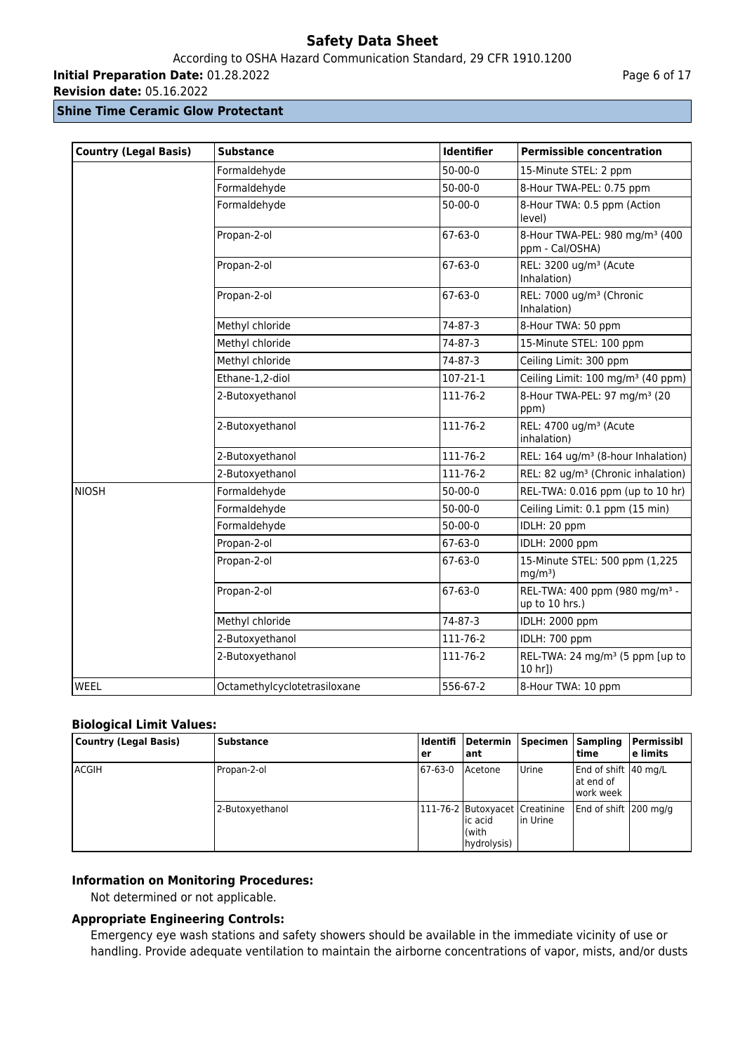**Shine Time Ceramic Glow Protectant**

| Country (Legal Basis) | Substance | Identifier | Permissible concentration |
|---|---|---|---|
| | Formaldehyde | 50-00-0 | 15-Minute STEL: 2 ppm |
| | Formaldehyde | 50-00-0 | 8-Hour TWA-PEL: 0.75 ppm |
| | Formaldehyde | 50-00-0 | 8-Hour TWA: 0.5 ppm (Action level) |
| | Propan-2-ol | 67-63-0 | 8-Hour TWA-PEL: 980 mg/m³ (400 ppm - Cal/OSHA) |
| | Propan-2-ol | 67-63-0 | REL: 3200 ug/m³ (Acute Inhalation) |
| | Propan-2-ol | 67-63-0 | REL: 7000 ug/m³ (Chronic Inhalation) |
| | Methyl chloride | 74-87-3 | 8-Hour TWA: 50 ppm |
| | Methyl chloride | 74-87-3 | 15-Minute STEL: 100 ppm |
| | Methyl chloride | 74-87-3 | Ceiling Limit: 300 ppm |
| | Ethane-1,2-diol | 107-21-1 | Ceiling Limit: 100 mg/m³ (40 ppm) |
| | 2-Butoxyethanol | 111-76-2 | 8-Hour TWA-PEL: 97 mg/m³ (20 ppm) |
| | 2-Butoxyethanol | 111-76-2 | REL: 4700 ug/m³ (Acute inhalation) |
| | 2-Butoxyethanol | 111-76-2 | REL: 164 ug/m³ (8-hour Inhalation) |
| | 2-Butoxyethanol | 111-76-2 | REL: 82 ug/m³ (Chronic inhalation) |
| NIOSH | Formaldehyde | 50-00-0 | REL-TWA: 0.016 ppm (up to 10 hr) |
| | Formaldehyde | 50-00-0 | Ceiling Limit: 0.1 ppm (15 min) |
| | Formaldehyde | 50-00-0 | IDLH: 20 ppm |
| | Propan-2-ol | 67-63-0 | IDLH: 2000 ppm |
| | Propan-2-ol | 67-63-0 | 15-Minute STEL: 500 ppm (1,225 mg/m³) |
| | Propan-2-ol | 67-63-0 | REL-TWA: 400 ppm (980 mg/m³ - up to 10 hrs.) |
| | Methyl chloride | 74-87-3 | IDLH: 2000 ppm |
| | 2-Butoxyethanol | 111-76-2 | IDLH: 700 ppm |
| | 2-Butoxyethanol | 111-76-2 | REL-TWA: 24 mg/m³ (5 ppm [up to 10 hr]) |
| WEEL | Octamethylcyclotetrasiloxane | 556-67-2 | 8-Hour TWA: 10 ppm |

### Biological Limit Values:

| Country (Legal Basis) | Substance | Identifier | Determinant | Specimen | Sampling time | Permissible limits |
|---|---|---|---|---|---|---|
| ACGIH | Propan-2-ol | 67-63-0 | Acetone | Urine | End of shift at end of work week | 40 mg/L |
| | 2-Butoxyethanol | 111-76-2 | Butoxyacetic acid (with hydrolysis) | Creatinine in Urine | End of shift | 200 mg/g |

### Information on Monitoring Procedures:

Not determined or not applicable.

### Appropriate Engineering Controls:

Emergency eye wash stations and safety showers should be available in the immediate vicinity of use or handling. Provide adequate ventilation to maintain the airborne concentrations of vapor, mists, and/or dusts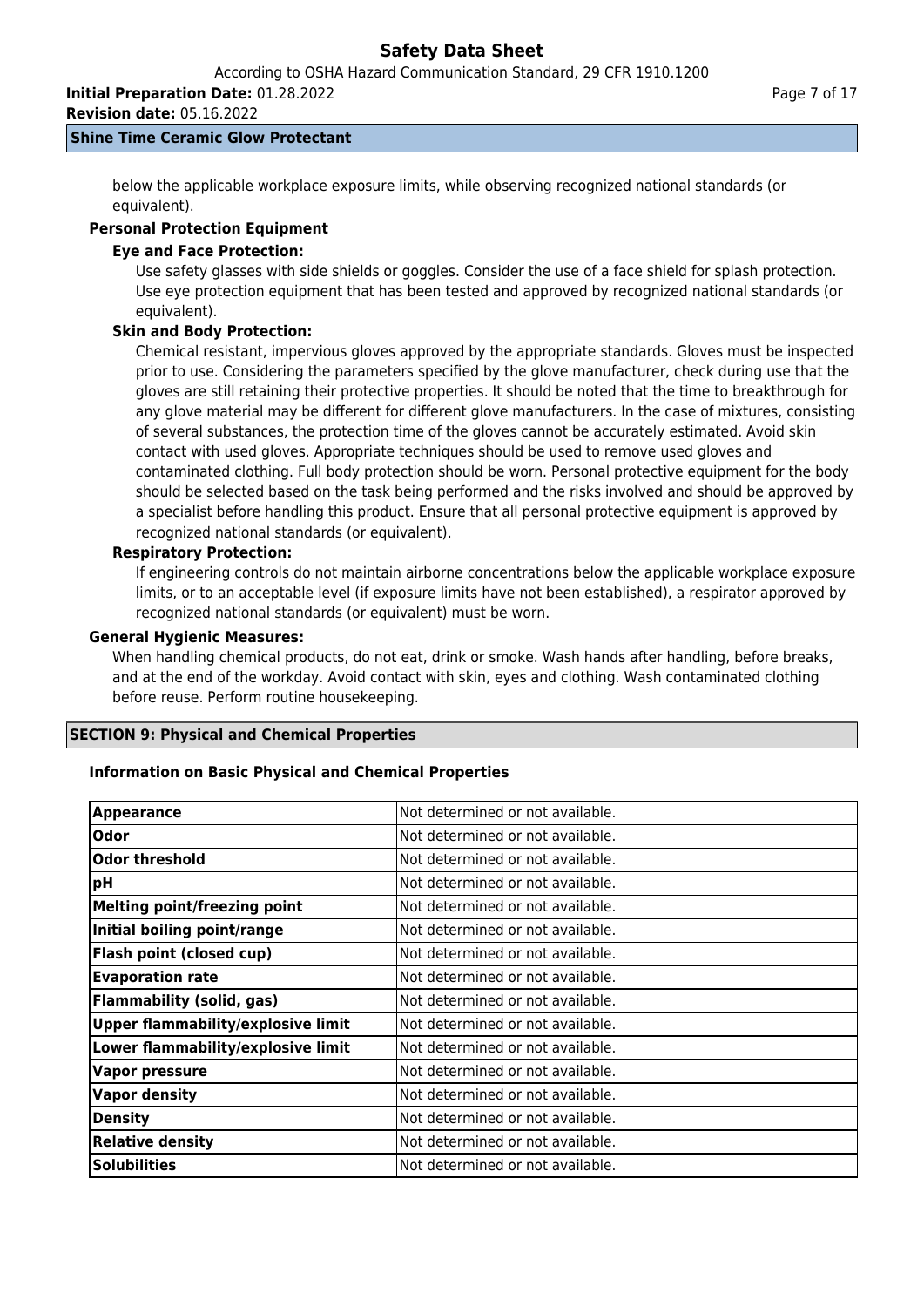below the applicable workplace exposure limits, while observing recognized national standards (or equivalent).

**Personal Protection Equipment**

**Eye and Face Protection:**

Use safety glasses with side shields or goggles. Consider the use of a face shield for splash protection. Use eye protection equipment that has been tested and approved by recognized national standards (or equivalent).

**Skin and Body Protection:**

Chemical resistant, impervious gloves approved by the appropriate standards. Gloves must be inspected prior to use. Considering the parameters specified by the glove manufacturer, check during use that the gloves are still retaining their protective properties. It should be noted that the time to breakthrough for any glove material may be different for different glove manufacturers. In the case of mixtures, consisting of several substances, the protection time of the gloves cannot be accurately estimated. Avoid skin contact with used gloves. Appropriate techniques should be used to remove used gloves and contaminated clothing. Full body protection should be worn. Personal protective equipment for the body should be selected based on the task being performed and the risks involved and should be approved by a specialist before handling this product. Ensure that all personal protective equipment is approved by recognized national standards (or equivalent).

**Respiratory Protection:**

If engineering controls do not maintain airborne concentrations below the applicable workplace exposure limits, or to an acceptable level (if exposure limits have not been established), a respirator approved by recognized national standards (or equivalent) must be worn.

**General Hygienic Measures:**

When handling chemical products, do not eat, drink or smoke. Wash hands after handling, before breaks, and at the end of the workday. Avoid contact with skin, eyes and clothing. Wash contaminated clothing before reuse. Perform routine housekeeping.

## SECTION 9: Physical and Chemical Properties

**Information on Basic Physical and Chemical Properties**

| Property | Value |
|---|---|
| **Appearance** | Not determined or not available. |
| **Odor** | Not determined or not available. |
| **Odor threshold** | Not determined or not available. |
| **pH** | Not determined or not available. |
| **Melting point/freezing point** | Not determined or not available. |
| **Initial boiling point/range** | Not determined or not available. |
| **Flash point (closed cup)** | Not determined or not available. |
| **Evaporation rate** | Not determined or not available. |
| **Flammability (solid, gas)** | Not determined or not available. |
| **Upper flammability/explosive limit** | Not determined or not available. |
| **Lower flammability/explosive limit** | Not determined or not available. |
| **Vapor pressure** | Not determined or not available. |
| **Vapor density** | Not determined or not available. |
| **Density** | Not determined or not available. |
| **Relative density** | Not determined or not available. |
| **Solubilities** | Not determined or not available. |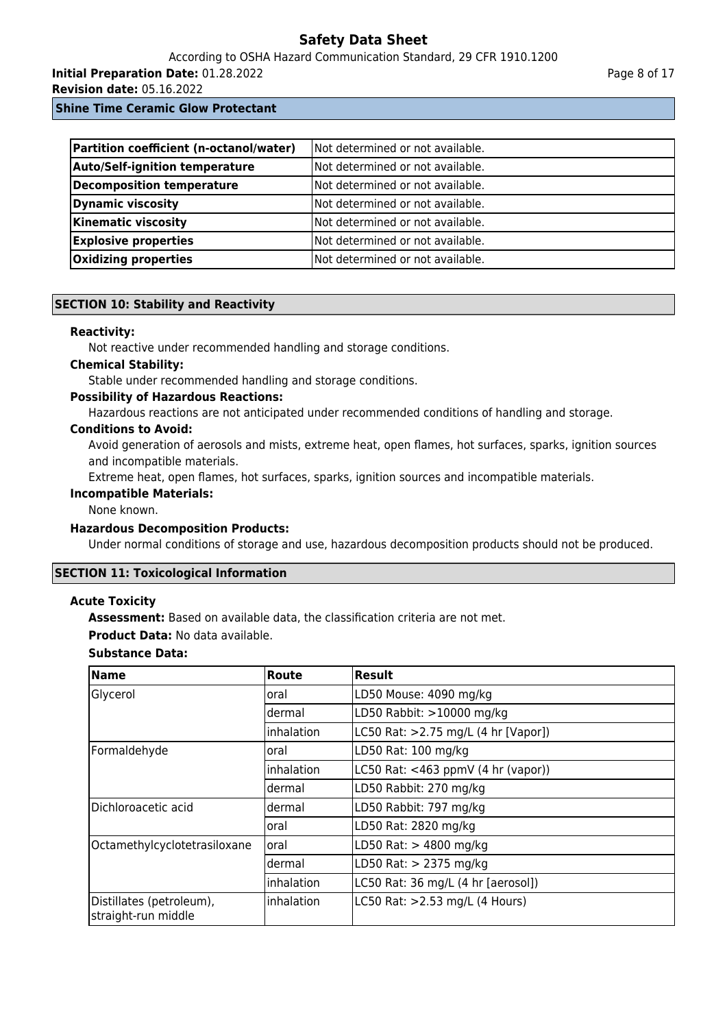| Partition coefficient (n-octanol/water) | Not determined or not available. |
| --- | --- |
| **Auto/Self-ignition temperature** | Not determined or not available. |
| **Decomposition temperature** | Not determined or not available. |
| **Dynamic viscosity** | Not determined or not available. |
| **Kinematic viscosity** | Not determined or not available. |
| **Explosive properties** | Not determined or not available. |
| **Oxidizing properties** | Not determined or not available. |

## SECTION 10: Stability and Reactivity

**Reactivity:**

Not reactive under recommended handling and storage conditions.

**Chemical Stability:**

Stable under recommended handling and storage conditions.

**Possibility of Hazardous Reactions:**

Hazardous reactions are not anticipated under recommended conditions of handling and storage.

**Conditions to Avoid:**

Avoid generation of aerosols and mists, extreme heat, open flames, hot surfaces, sparks, ignition sources and incompatible materials.

Extreme heat, open flames, hot surfaces, sparks, ignition sources and incompatible materials.

**Incompatible Materials:**

None known.

**Hazardous Decomposition Products:**

Under normal conditions of storage and use, hazardous decomposition products should not be produced.

## SECTION 11: Toxicological Information

**Acute Toxicity**

**Assessment:** Based on available data, the classification criteria are not met.

**Product Data:** No data available.

**Substance Data:**

| Name | Route | Result |
| --- | --- | --- |
| Glycerol | oral | LD50 Mouse: 4090 mg/kg |
| | dermal | LD50 Rabbit: >10000 mg/kg |
| | inhalation | LC50 Rat: >2.75 mg/L (4 hr [Vapor]) |
| Formaldehyde | oral | LD50 Rat: 100 mg/kg |
| | inhalation | LC50 Rat: <463 ppmV (4 hr (vapor)) |
| | dermal | LD50 Rabbit: 270 mg/kg |
| Dichloroacetic acid | dermal | LD50 Rabbit: 797 mg/kg |
| | oral | LD50 Rat: 2820 mg/kg |
| Octamethylcyclotetrasiloxane | oral | LD50 Rat: > 4800 mg/kg |
| | dermal | LD50 Rat: > 2375 mg/kg |
| | inhalation | LC50 Rat: 36 mg/L (4 hr [aerosol]) |
| Distillates (petroleum), straight-run middle | inhalation | LC50 Rat: >2.53 mg/L (4 Hours) |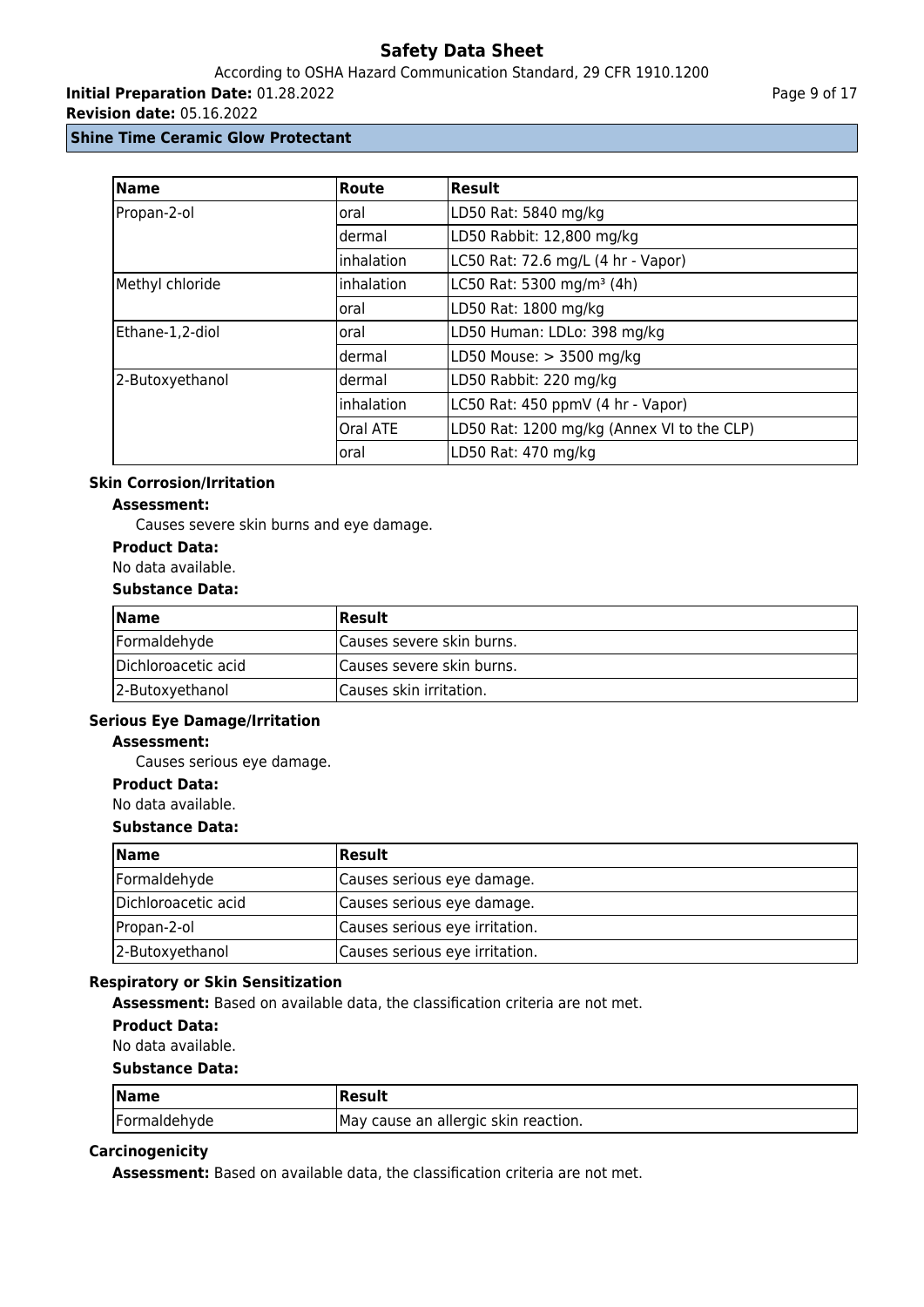| Name | Route | Result |
| --- | --- | --- |
| Propan-2-ol | oral | LD50 Rat: 5840 mg/kg |
| | dermal | LD50 Rabbit: 12,800 mg/kg |
| | inhalation | LC50 Rat: 72.6 mg/L (4 hr - Vapor) |
| Methyl chloride | inhalation | LC50 Rat: 5300 mg/m³ (4h) |
| | oral | LD50 Rat: 1800 mg/kg |
| Ethane-1,2-diol | oral | LD50 Human: LDLo: 398 mg/kg |
| | dermal | LD50 Mouse: > 3500 mg/kg |
| 2-Butoxyethanol | dermal | LD50 Rabbit: 220 mg/kg |
| | inhalation | LC50 Rat: 450 ppmV (4 hr - Vapor) |
| | Oral ATE | LD50 Rat: 1200 mg/kg (Annex VI to the CLP) |
| | oral | LD50 Rat: 470 mg/kg |

### Skin Corrosion/Irritation

**Assessment:**

Causes severe skin burns and eye damage.

**Product Data:**

No data available.

**Substance Data:**

| Name | Result |
| --- | --- |
| Formaldehyde | Causes severe skin burns. |
| Dichloroacetic acid | Causes severe skin burns. |
| 2-Butoxyethanol | Causes skin irritation. |

### Serious Eye Damage/Irritation

**Assessment:**

Causes serious eye damage.

**Product Data:**

No data available.

**Substance Data:**

| Name | Result |
| --- | --- |
| Formaldehyde | Causes serious eye damage. |
| Dichloroacetic acid | Causes serious eye damage. |
| Propan-2-ol | Causes serious eye irritation. |
| 2-Butoxyethanol | Causes serious eye irritation. |

### Respiratory or Skin Sensitization

**Assessment:** Based on available data, the classification criteria are not met.

**Product Data:**

No data available.

**Substance Data:**

| Name | Result |
| --- | --- |
| Formaldehyde | May cause an allergic skin reaction. |

### Carcinogenicity

**Assessment:** Based on available data, the classification criteria are not met.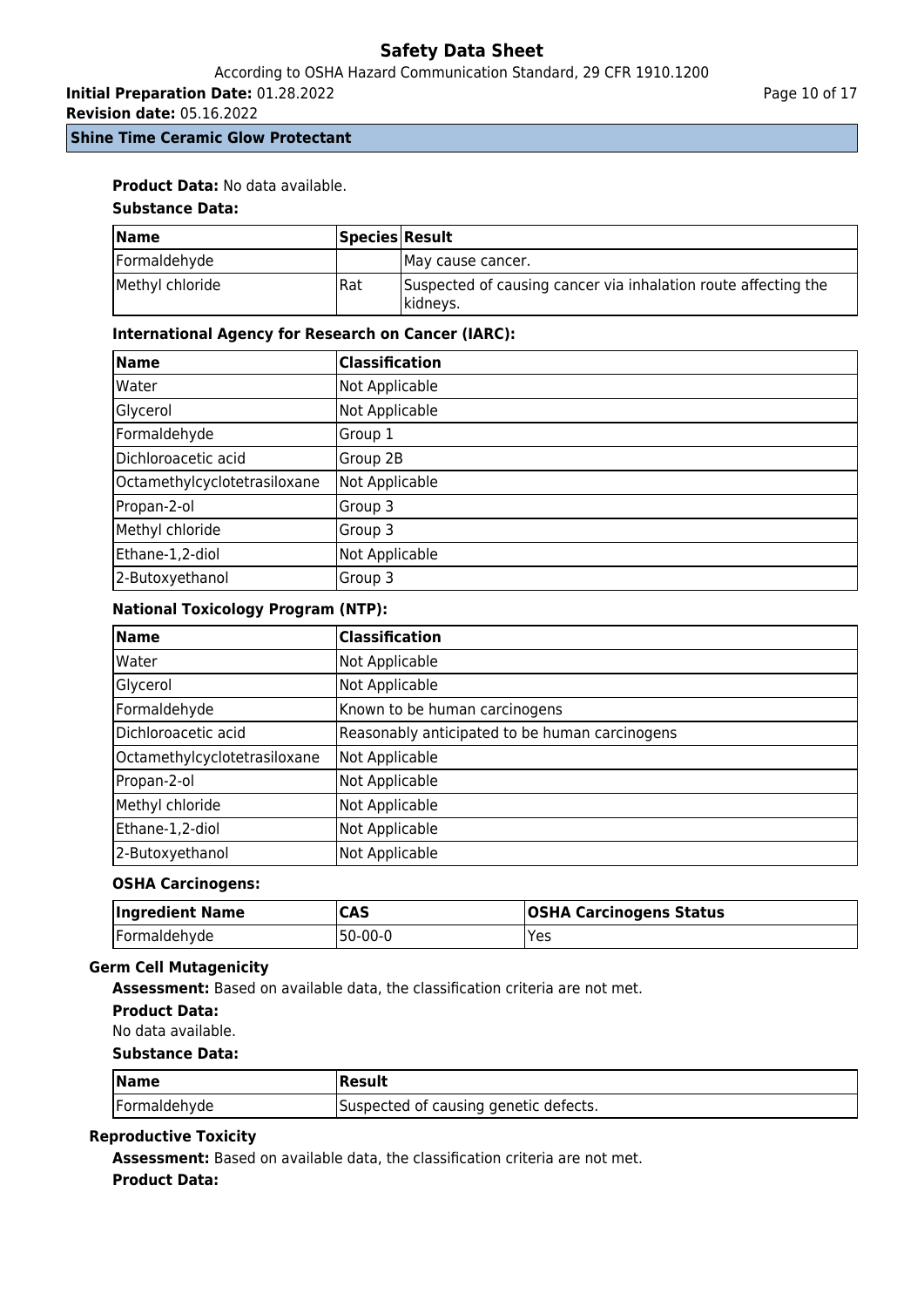**Product Data:** No data available.

**Substance Data:**

| Name | Species | Result |
|---|---|---|
| Formaldehyde | | May cause cancer. |
| Methyl chloride | Rat | Suspected of causing cancer via inhalation route affecting the kidneys. |

**International Agency for Research on Cancer (IARC):**

| Name | Classification |
|---|---|
| Water | Not Applicable |
| Glycerol | Not Applicable |
| Formaldehyde | Group 1 |
| Dichloroacetic acid | Group 2B |
| Octamethylcyclotetrasiloxane | Not Applicable |
| Propan-2-ol | Group 3 |
| Methyl chloride | Group 3 |
| Ethane-1,2-diol | Not Applicable |
| 2-Butoxyethanol | Group 3 |

**National Toxicology Program (NTP):**

| Name | Classification |
|---|---|
| Water | Not Applicable |
| Glycerol | Not Applicable |
| Formaldehyde | Known to be human carcinogens |
| Dichloroacetic acid | Reasonably anticipated to be human carcinogens |
| Octamethylcyclotetrasiloxane | Not Applicable |
| Propan-2-ol | Not Applicable |
| Methyl chloride | Not Applicable |
| Ethane-1,2-diol | Not Applicable |
| 2-Butoxyethanol | Not Applicable |

**OSHA Carcinogens:**

| Ingredient Name | CAS | OSHA Carcinogens Status |
|---|---|---|
| Formaldehyde | 50-00-0 | Yes |

**Germ Cell Mutagenicity**

**Assessment:** Based on available data, the classification criteria are not met.

**Product Data:**

No data available.

**Substance Data:**

| Name | Result |
|---|---|
| Formaldehyde | Suspected of causing genetic defects. |

**Reproductive Toxicity**

**Assessment:** Based on available data, the classification criteria are not met.

**Product Data:**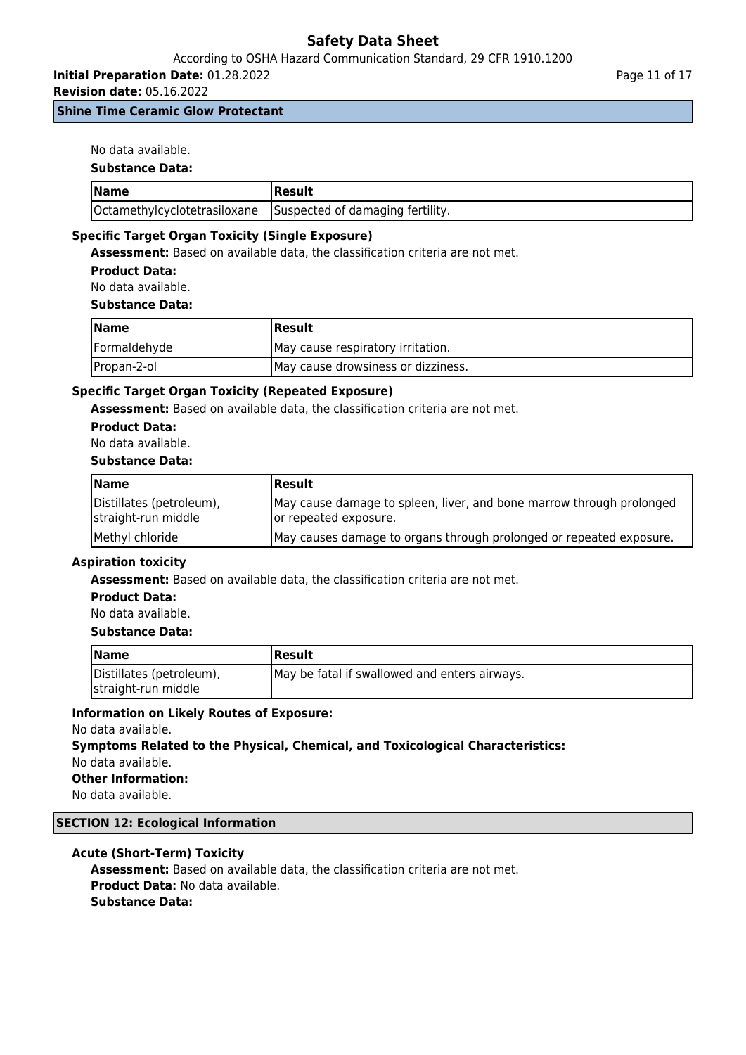No data available.

**Substance Data:**

| Name | Result |
| --- | --- |
| Octamethylcyclotetrasiloxane | Suspected of damaging fertility. |

### Specific Target Organ Toxicity (Single Exposure)

**Assessment:** Based on available data, the classification criteria are not met.

**Product Data:**

No data available.

**Substance Data:**

| Name | Result |
| --- | --- |
| Formaldehyde | May cause respiratory irritation. |
| Propan-2-ol | May cause drowsiness or dizziness. |

### Specific Target Organ Toxicity (Repeated Exposure)

**Assessment:** Based on available data, the classification criteria are not met.

**Product Data:**

No data available.

**Substance Data:**

| Name | Result |
| --- | --- |
| Distillates (petroleum), straight-run middle | May cause damage to spleen, liver, and bone marrow through prolonged or repeated exposure. |
| Methyl chloride | May causes damage to organs through prolonged or repeated exposure. |

### Aspiration toxicity

**Assessment:** Based on available data, the classification criteria are not met.

**Product Data:**

No data available.

**Substance Data:**

| Name | Result |
| --- | --- |
| Distillates (petroleum), straight-run middle | May be fatal if swallowed and enters airways. |

**Information on Likely Routes of Exposure:**

No data available.

**Symptoms Related to the Physical, Chemical, and Toxicological Characteristics:**

No data available.

**Other Information:**

No data available.

## SECTION 12: Ecological Information

### Acute (Short-Term) Toxicity

**Assessment:** Based on available data, the classification criteria are not met.

**Product Data:** No data available.

**Substance Data:**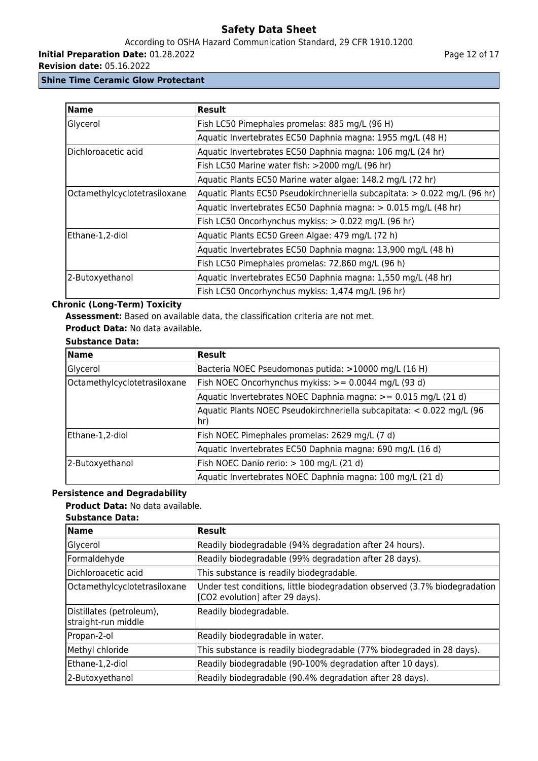| Name | Result |
|---|---|
| Glycerol | Fish LC50 Pimephales promelas: 885 mg/L (96 H) |
| | Aquatic Invertebrates EC50 Daphnia magna: 1955 mg/L (48 H) |
| Dichloroacetic acid | Aquatic Invertebrates EC50 Daphnia magna: 106 mg/L (24 hr) |
| | Fish LC50 Marine water fish: >2000 mg/L (96 hr) |
| | Aquatic Plants EC50 Marine water algae: 148.2 mg/L (72 hr) |
| Octamethylcyclotetrasiloxane | Aquatic Plants EC50 Pseudokirchneriella subcapitata: > 0.022 mg/L (96 hr) |
| | Aquatic Invertebrates EC50 Daphnia magna: > 0.015 mg/L (48 hr) |
| | Fish LC50 Oncorhynchus mykiss: > 0.022 mg/L (96 hr) |
| Ethane-1,2-diol | Aquatic Plants EC50 Green Algae: 479 mg/L (72 h) |
| | Aquatic Invertebrates EC50 Daphnia magna: 13,900 mg/L (48 h) |
| | Fish LC50 Pimephales promelas: 72,860 mg/L (96 h) |
| 2-Butoxyethanol | Aquatic Invertebrates EC50 Daphnia magna: 1,550 mg/L (48 hr) |
| | Fish LC50 Oncorhynchus mykiss: 1,474 mg/L (96 hr) |

**Chronic (Long-Term) Toxicity**

**Assessment:** Based on available data, the classification criteria are not met.

**Product Data:** No data available.

**Substance Data:**

| Name | Result |
|---|---|
| Glycerol | Bacteria NOEC Pseudomonas putida: >10000 mg/L (16 H) |
| Octamethylcyclotetrasiloxane | Fish NOEC Oncorhynchus mykiss: >= 0.0044 mg/L (93 d) |
| | Aquatic Invertebrates NOEC Daphnia magna: >= 0.015 mg/L (21 d) |
| | Aquatic Plants NOEC Pseudokirchneriella subcapitata: < 0.022 mg/L (96 hr) |
| Ethane-1,2-diol | Fish NOEC Pimephales promelas: 2629 mg/L (7 d) |
| | Aquatic Invertebrates EC50 Daphnia magna: 690 mg/L (16 d) |
| 2-Butoxyethanol | Fish NOEC Danio rerio: > 100 mg/L (21 d) |
| | Aquatic Invertebrates NOEC Daphnia magna: 100 mg/L (21 d) |

**Persistence and Degradability**

**Product Data:** No data available.

**Substance Data:**

| Name | Result |
|---|---|
| Glycerol | Readily biodegradable (94% degradation after 24 hours). |
| Formaldehyde | Readily biodegradable (99% degradation after 28 days). |
| Dichloroacetic acid | This substance is readily biodegradable. |
| Octamethylcyclotetrasiloxane | Under test conditions, little biodegradation observed (3.7% biodegradation [CO2 evolution] after 29 days). |
| Distillates (petroleum), straight-run middle | Readily biodegradable. |
| Propan-2-ol | Readily biodegradable in water. |
| Methyl chloride | This substance is readily biodegradable (77% biodegraded in 28 days). |
| Ethane-1,2-diol | Readily biodegradable (90-100% degradation after 10 days). |
| 2-Butoxyethanol | Readily biodegradable (90.4% degradation after 28 days). |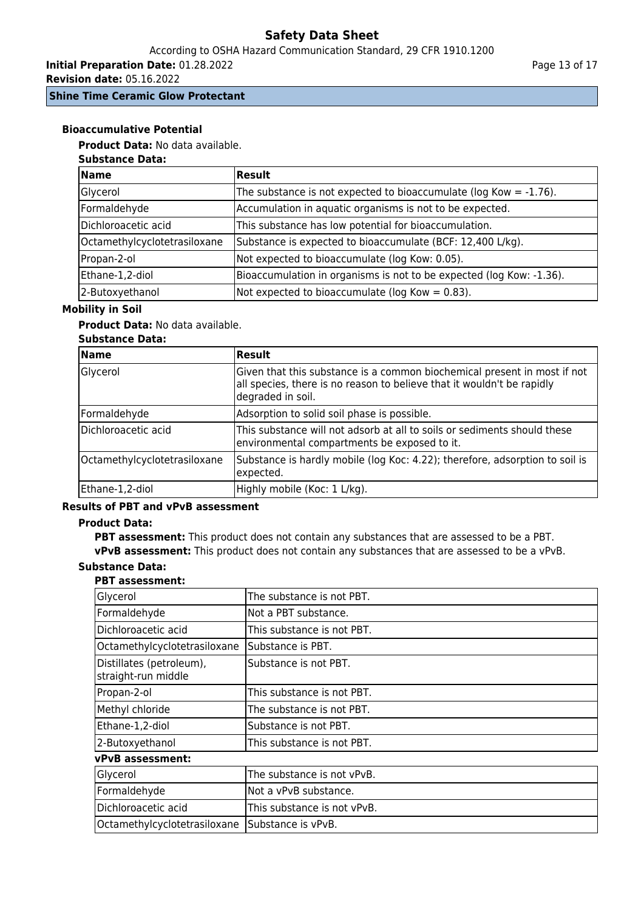### Bioaccumulative Potential

**Product Data:** No data available.

**Substance Data:**

| Name | Result |
|---|---|
| Glycerol | The substance is not expected to bioaccumulate (log Kow = -1.76). |
| Formaldehyde | Accumulation in aquatic organisms is not to be expected. |
| Dichloroacetic acid | This substance has low potential for bioaccumulation. |
| Octamethylcyclotetrasiloxane | Substance is expected to bioaccumulate (BCF: 12,400 L/kg). |
| Propan-2-ol | Not expected to bioaccumulate (log Kow: 0.05). |
| Ethane-1,2-diol | Bioaccumulation in organisms is not to be expected (log Kow: -1.36). |
| 2-Butoxyethanol | Not expected to bioaccumulate (log Kow = 0.83). |

### Mobility in Soil

**Product Data:** No data available.

**Substance Data:**

| Name | Result |
|---|---|
| Glycerol | Given that this substance is a common biochemical present in most if not all species, there is no reason to believe that it wouldn't be rapidly degraded in soil. |
| Formaldehyde | Adsorption to solid soil phase is possible. |
| Dichloroacetic acid | This substance will not adsorb at all to soils or sediments should these environmental compartments be exposed to it. |
| Octamethylcyclotetrasiloxane | Substance is hardly mobile (log Koc: 4.22); therefore, adsorption to soil is expected. |
| Ethane-1,2-diol | Highly mobile (Koc: 1 L/kg). |

### Results of PBT and vPvB assessment

**Product Data:**

**PBT assessment:** This product does not contain any substances that are assessed to be a PBT.

**vPvB assessment:** This product does not contain any substances that are assessed to be a vPvB.

**Substance Data:**

**PBT assessment:**

| | |
|---|---|
| Glycerol | The substance is not PBT. |
| Formaldehyde | Not a PBT substance. |
| Dichloroacetic acid | This substance is not PBT. |
| Octamethylcyclotetrasiloxane | Substance is PBT. |
| Distillates (petroleum), straight-run middle | Substance is not PBT. |
| Propan-2-ol | This substance is not PBT. |
| Methyl chloride | The substance is not PBT. |
| Ethane-1,2-diol | Substance is not PBT. |
| 2-Butoxyethanol | This substance is not PBT. |

**vPvB assessment:**

| | |
|---|---|
| Glycerol | The substance is not vPvB. |
| Formaldehyde | Not a vPvB substance. |
| Dichloroacetic acid | This substance is not vPvB. |
| Octamethylcyclotetrasiloxane | Substance is vPvB. |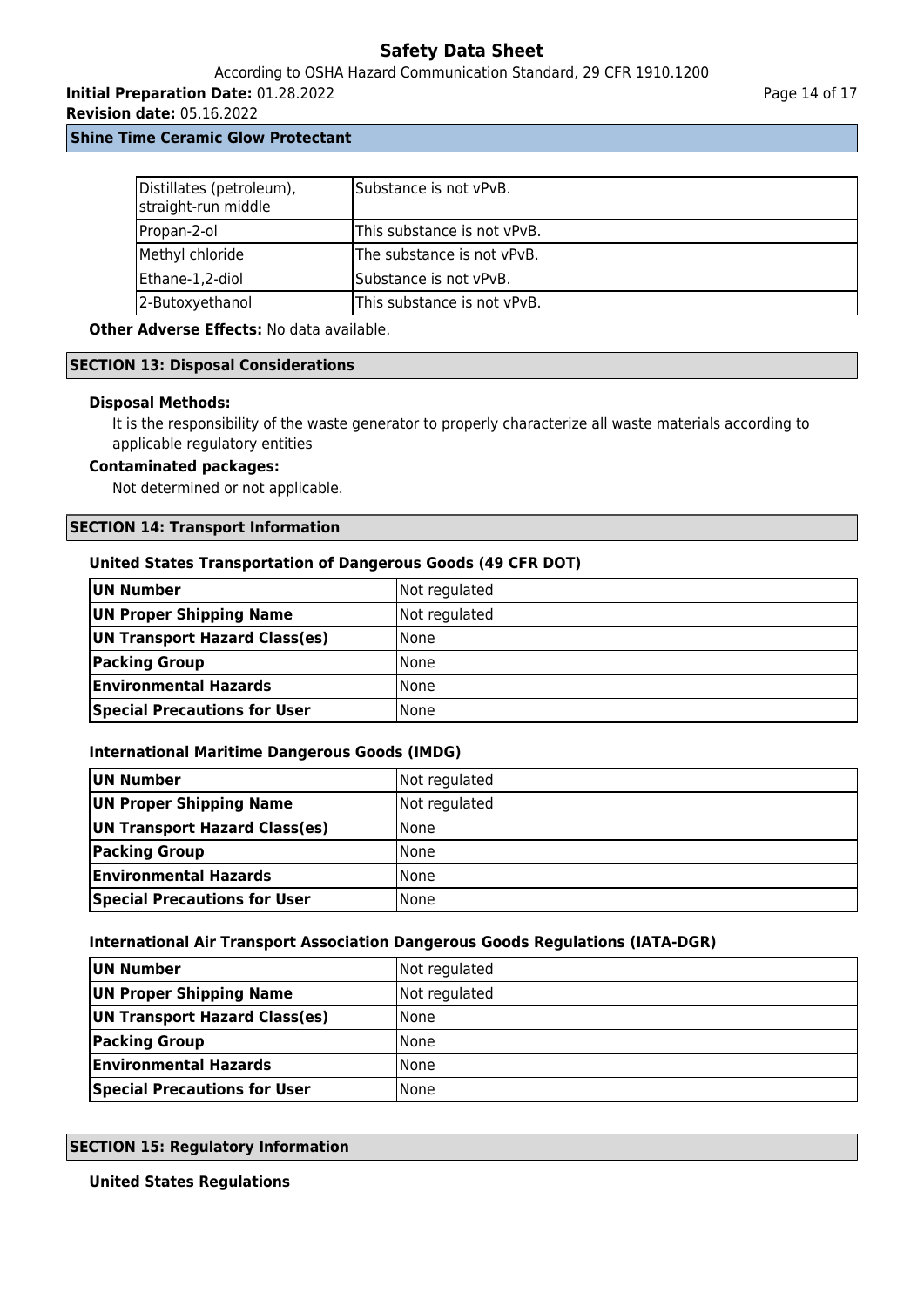| Distillates (petroleum), straight-run middle | Substance is not vPvB. |
| --- | --- |
| Propan-2-ol | This substance is not vPvB. |
| Methyl chloride | The substance is not vPvB. |
| Ethane-1,2-diol | Substance is not vPvB. |
| 2-Butoxyethanol | This substance is not vPvB. |

**Other Adverse Effects:** No data available.

## SECTION 13: Disposal Considerations

**Disposal Methods:**

It is the responsibility of the waste generator to properly characterize all waste materials according to applicable regulatory entities

**Contaminated packages:**

Not determined or not applicable.

## SECTION 14: Transport Information

### United States Transportation of Dangerous Goods (49 CFR DOT)

| **UN Number** | Not regulated |
| --- | --- |
| **UN Proper Shipping Name** | Not regulated |
| **UN Transport Hazard Class(es)** | None |
| **Packing Group** | None |
| **Environmental Hazards** | None |
| **Special Precautions for User** | None |

### International Maritime Dangerous Goods (IMDG)

| **UN Number** | Not regulated |
| --- | --- |
| **UN Proper Shipping Name** | Not regulated |
| **UN Transport Hazard Class(es)** | None |
| **Packing Group** | None |
| **Environmental Hazards** | None |
| **Special Precautions for User** | None |

### International Air Transport Association Dangerous Goods Regulations (IATA-DGR)

| **UN Number** | Not regulated |
| --- | --- |
| **UN Proper Shipping Name** | Not regulated |
| **UN Transport Hazard Class(es)** | None |
| **Packing Group** | None |
| **Environmental Hazards** | None |
| **Special Precautions for User** | None |

## SECTION 15: Regulatory Information

**United States Regulations**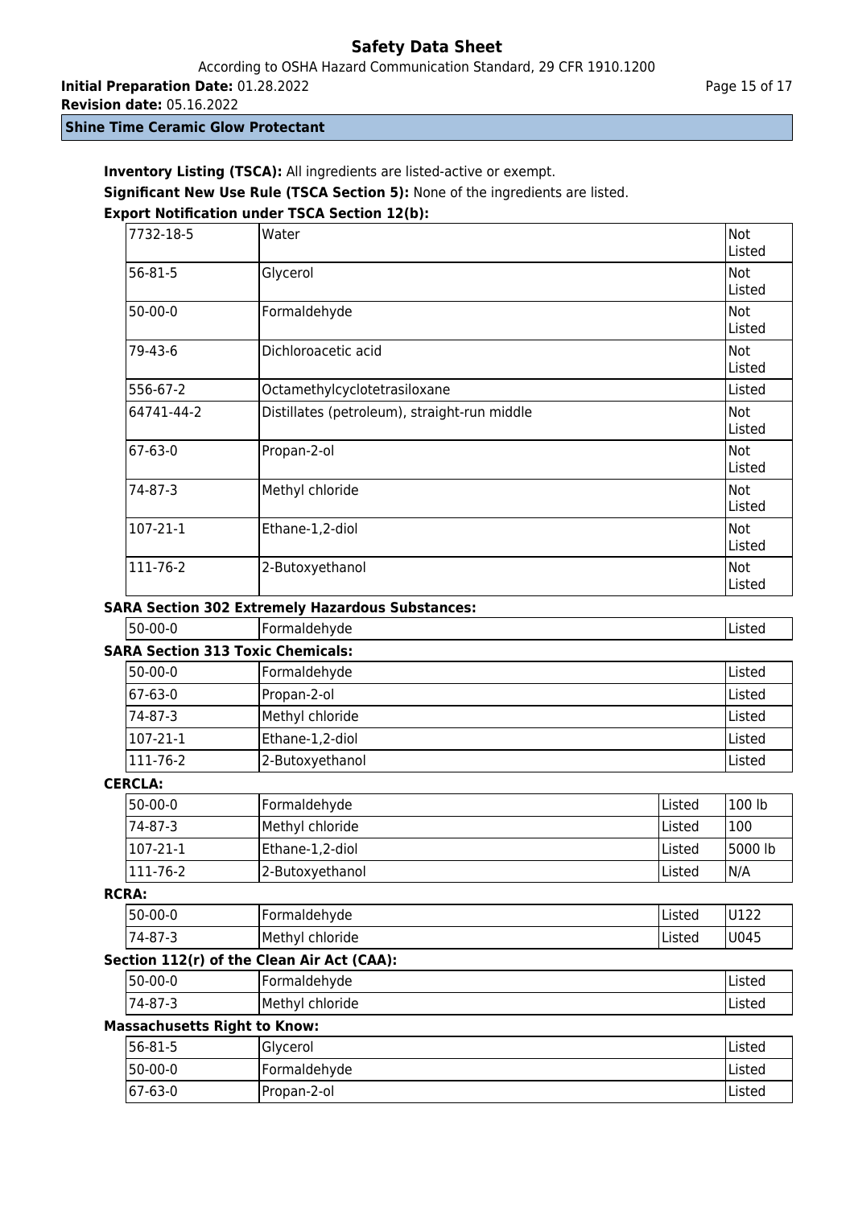**Inventory Listing (TSCA):** All ingredients are listed-active or exempt.

**Significant New Use Rule (TSCA Section 5):** None of the ingredients are listed.

**Export Notification under TSCA Section 12(b):**

| | | |
|---|---|---|
| 7732-18-5 | Water | Not Listed |
| 56-81-5 | Glycerol | Not Listed |
| 50-00-0 | Formaldehyde | Not Listed |
| 79-43-6 | Dichloroacetic acid | Not Listed |
| 556-67-2 | Octamethylcyclotetrasiloxane | Listed |
| 64741-44-2 | Distillates (petroleum), straight-run middle | Not Listed |
| 67-63-0 | Propan-2-ol | Not Listed |
| 74-87-3 | Methyl chloride | Not Listed |
| 107-21-1 | Ethane-1,2-diol | Not Listed |
| 111-76-2 | 2-Butoxyethanol | Not Listed |

**SARA Section 302 Extremely Hazardous Substances:**

| | | |
|---|---|---|
| 50-00-0 | Formaldehyde | Listed |

**SARA Section 313 Toxic Chemicals:**

| | | |
|---|---|---|
| 50-00-0 | Formaldehyde | Listed |
| 67-63-0 | Propan-2-ol | Listed |
| 74-87-3 | Methyl chloride | Listed |
| 107-21-1 | Ethane-1,2-diol | Listed |
| 111-76-2 | 2-Butoxyethanol | Listed |

**CERCLA:**

| | | | |
|---|---|---|---|
| 50-00-0 | Formaldehyde | Listed | 100 lb |
| 74-87-3 | Methyl chloride | Listed | 100 |
| 107-21-1 | Ethane-1,2-diol | Listed | 5000 lb |
| 111-76-2 | 2-Butoxyethanol | Listed | N/A |

**RCRA:**

| | | | |
|---|---|---|---|
| 50-00-0 | Formaldehyde | Listed | U122 |
| 74-87-3 | Methyl chloride | Listed | U045 |

**Section 112(r) of the Clean Air Act (CAA):**

| | | |
|---|---|---|
| 50-00-0 | Formaldehyde | Listed |
| 74-87-3 | Methyl chloride | Listed |

**Massachusetts Right to Know:**

| | | |
|---|---|---|
| 56-81-5 | Glycerol | Listed |
| 50-00-0 | Formaldehyde | Listed |
| 67-63-0 | Propan-2-ol | Listed |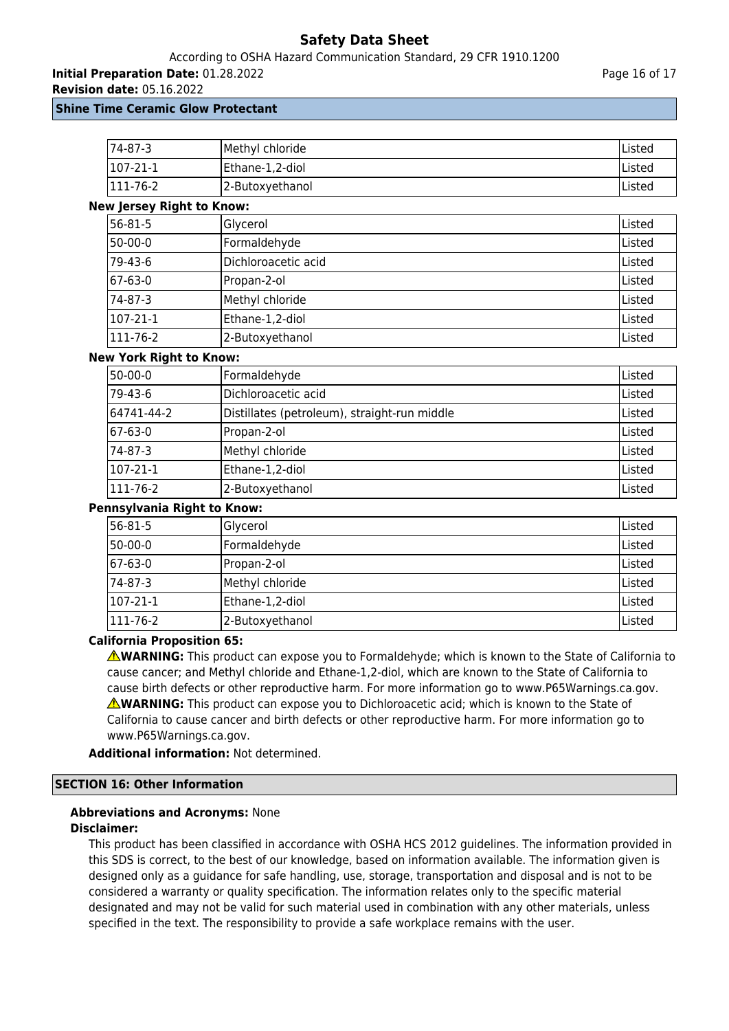| | | |
|---|---|---|
| 74-87-3 | Methyl chloride | Listed |
| 107-21-1 | Ethane-1,2-diol | Listed |
| 111-76-2 | 2-Butoxyethanol | Listed |

**New Jersey Right to Know:**

| | | |
|---|---|---|
| 56-81-5 | Glycerol | Listed |
| 50-00-0 | Formaldehyde | Listed |
| 79-43-6 | Dichloroacetic acid | Listed |
| 67-63-0 | Propan-2-ol | Listed |
| 74-87-3 | Methyl chloride | Listed |
| 107-21-1 | Ethane-1,2-diol | Listed |
| 111-76-2 | 2-Butoxyethanol | Listed |

**New York Right to Know:**

| | | |
|---|---|---|
| 50-00-0 | Formaldehyde | Listed |
| 79-43-6 | Dichloroacetic acid | Listed |
| 64741-44-2 | Distillates (petroleum), straight-run middle | Listed |
| 67-63-0 | Propan-2-ol | Listed |
| 74-87-3 | Methyl chloride | Listed |
| 107-21-1 | Ethane-1,2-diol | Listed |
| 111-76-2 | 2-Butoxyethanol | Listed |

**Pennsylvania Right to Know:**

| | | |
|---|---|---|
| 56-81-5 | Glycerol | Listed |
| 50-00-0 | Formaldehyde | Listed |
| 67-63-0 | Propan-2-ol | Listed |
| 74-87-3 | Methyl chloride | Listed |
| 107-21-1 | Ethane-1,2-diol | Listed |
| 111-76-2 | 2-Butoxyethanol | Listed |

**California Proposition 65:**

⚠**WARNING:** This product can expose you to Formaldehyde; which is known to the State of California to cause cancer; and Methyl chloride and Ethane-1,2-diol, which are known to the State of California to cause birth defects or other reproductive harm. For more information go to www.P65Warnings.ca.gov.

⚠**WARNING:** This product can expose you to Dichloroacetic acid; which is known to the State of California to cause cancer and birth defects or other reproductive harm. For more information go to www.P65Warnings.ca.gov.

**Additional information:** Not determined.

## SECTION 16: Other Information

**Abbreviations and Acronyms:** None

**Disclaimer:**

This product has been classified in accordance with OSHA HCS 2012 guidelines. The information provided in this SDS is correct, to the best of our knowledge, based on information available. The information given is designed only as a guidance for safe handling, use, storage, transportation and disposal and is not to be considered a warranty or quality specification. The information relates only to the specific material designated and may not be valid for such material used in combination with any other materials, unless specified in the text. The responsibility to provide a safe workplace remains with the user.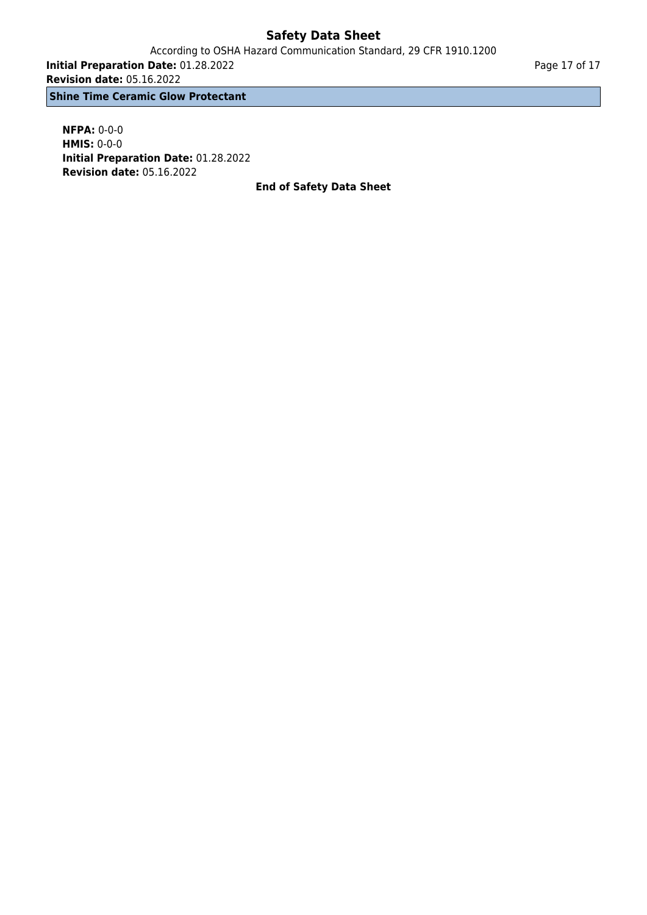**NFPA:** 0-0-0
**HMIS:** 0-0-0
**Initial Preparation Date:** 01.28.2022
**Revision date:** 05.16.2022

**End of Safety Data Sheet**